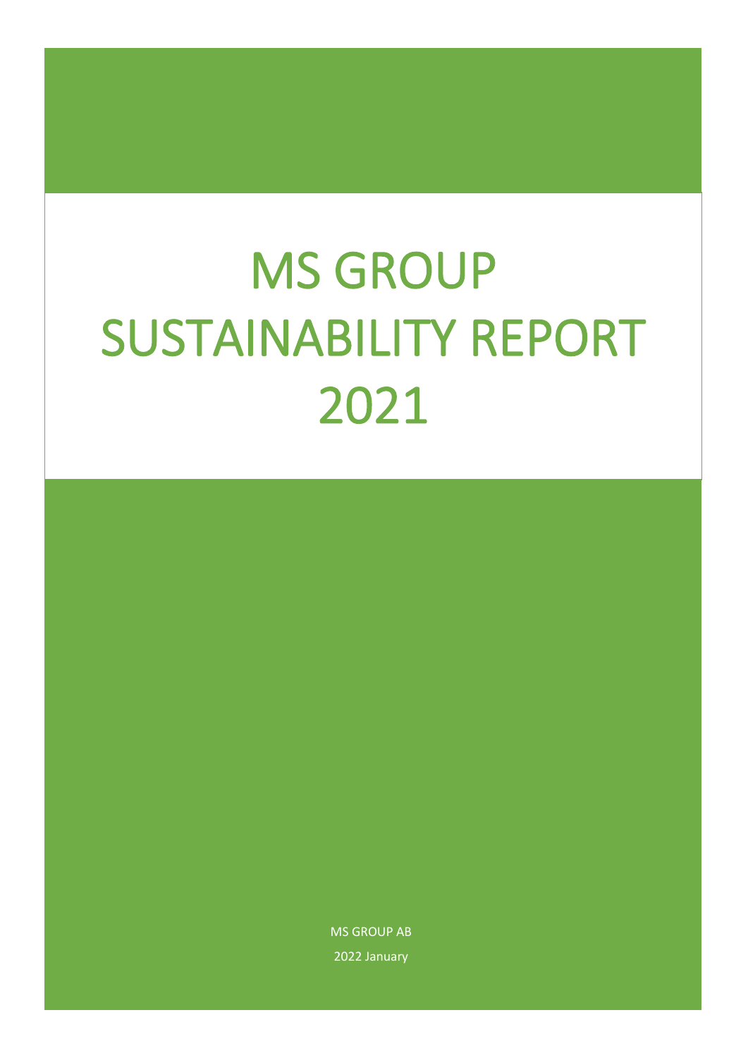# MS GROUP SUSTAINABILITY REPORT 2021

MS GROUP AB

2022 January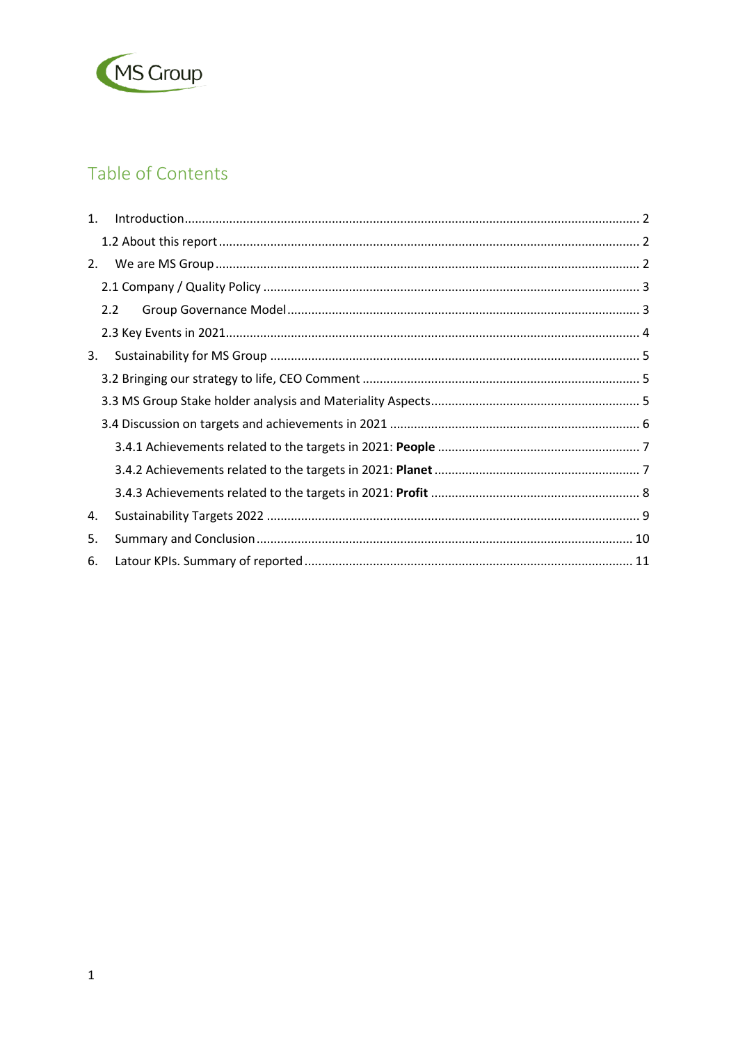MS Group

## Table of Contents

1. Introduction ........ 2
   - 1.2 About this report ........ 2
2. We are MS Group ........ 2
   - 2.1 Company / Quality Policy ........ 3
   - 2.2 Group Governance Model ........ 3
   - 2.3 Key Events in 2021 ........ 4
3. Sustainability for MS Group ........ 5
   - 3.2 Bringing our strategy to life, CEO Comment ........ 5
   - 3.3 MS Group Stake holder analysis and Materiality Aspects ........ 5
   - 3.4 Discussion on targets and achievements in 2021 ........ 6
     - 3.4.1 Achievements related to the targets in 2021: **People** ........ 7
     - 3.4.2 Achievements related to the targets in 2021: **Planet** ........ 7
     - 3.4.3 Achievements related to the targets in 2021: **Profit** ........ 8
4. Sustainability Targets 2022 ........ 9
5. Summary and Conclusion ........ 10
6. Latour KPIs. Summary of reported ........ 11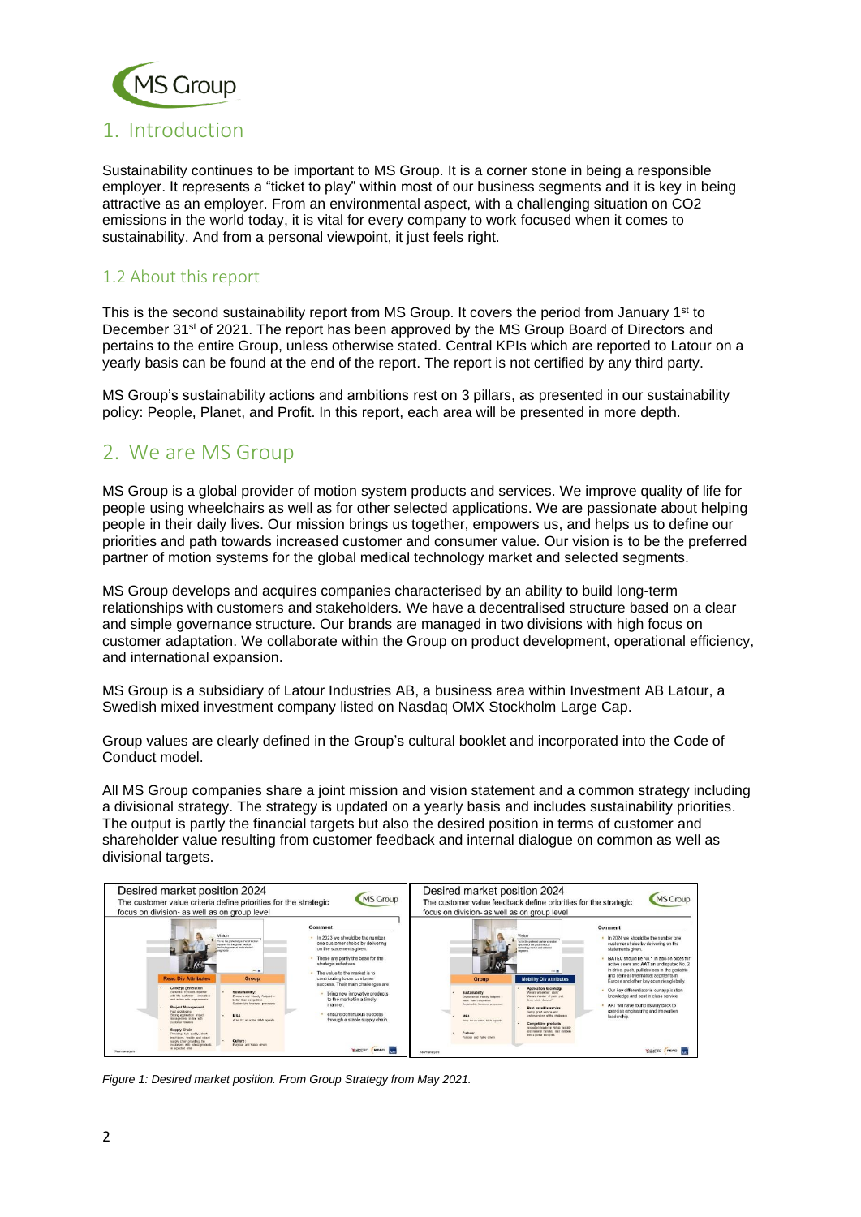# 1. Introduction

Sustainability continues to be important to MS Group. It is a corner stone in being a responsible employer. It represents a "ticket to play" within most of our business segments and it is key in being attractive as an employer. From an environmental aspect, with a challenging situation on CO2 emissions in the world today, it is vital for every company to work focused when it comes to sustainability. And from a personal viewpoint, it just feels right.

## 1.2 About this report

This is the second sustainability report from MS Group. It covers the period from January 1st to December 31st of 2021. The report has been approved by the MS Group Board of Directors and pertains to the entire Group, unless otherwise stated. Central KPIs which are reported to Latour on a yearly basis can be found at the end of the report. The report is not certified by any third party.

MS Group's sustainability actions and ambitions rest on 3 pillars, as presented in our sustainability policy: People, Planet, and Profit. In this report, each area will be presented in more depth.

# 2. We are MS Group

MS Group is a global provider of motion system products and services. We improve quality of life for people using wheelchairs as well as for other selected applications. We are passionate about helping people in their daily lives. Our mission brings us together, empowers us, and helps us to define our priorities and path towards increased customer and consumer value. Our vision is to be the preferred partner of motion systems for the global medical technology market and selected segments.

MS Group develops and acquires companies characterised by an ability to build long-term relationships with customers and stakeholders. We have a decentralised structure based on a clear and simple governance structure. Our brands are managed in two divisions with high focus on customer adaptation. We collaborate within the Group on product development, operational efficiency, and international expansion.

MS Group is a subsidiary of Latour Industries AB, a business area within Investment AB Latour, a Swedish mixed investment company listed on Nasdaq OMX Stockholm Large Cap.

Group values are clearly defined in the Group's cultural booklet and incorporated into the Code of Conduct model.

All MS Group companies share a joint mission and vision statement and a common strategy including a divisional strategy. The strategy is updated on a yearly basis and includes sustainability priorities. The output is partly the financial targets but also the desired position in terms of customer and shareholder value resulting from customer feedback and internal dialogue on common as well as divisional targets.

*Figure 1: Desired market position. From Group Strategy from May 2021.*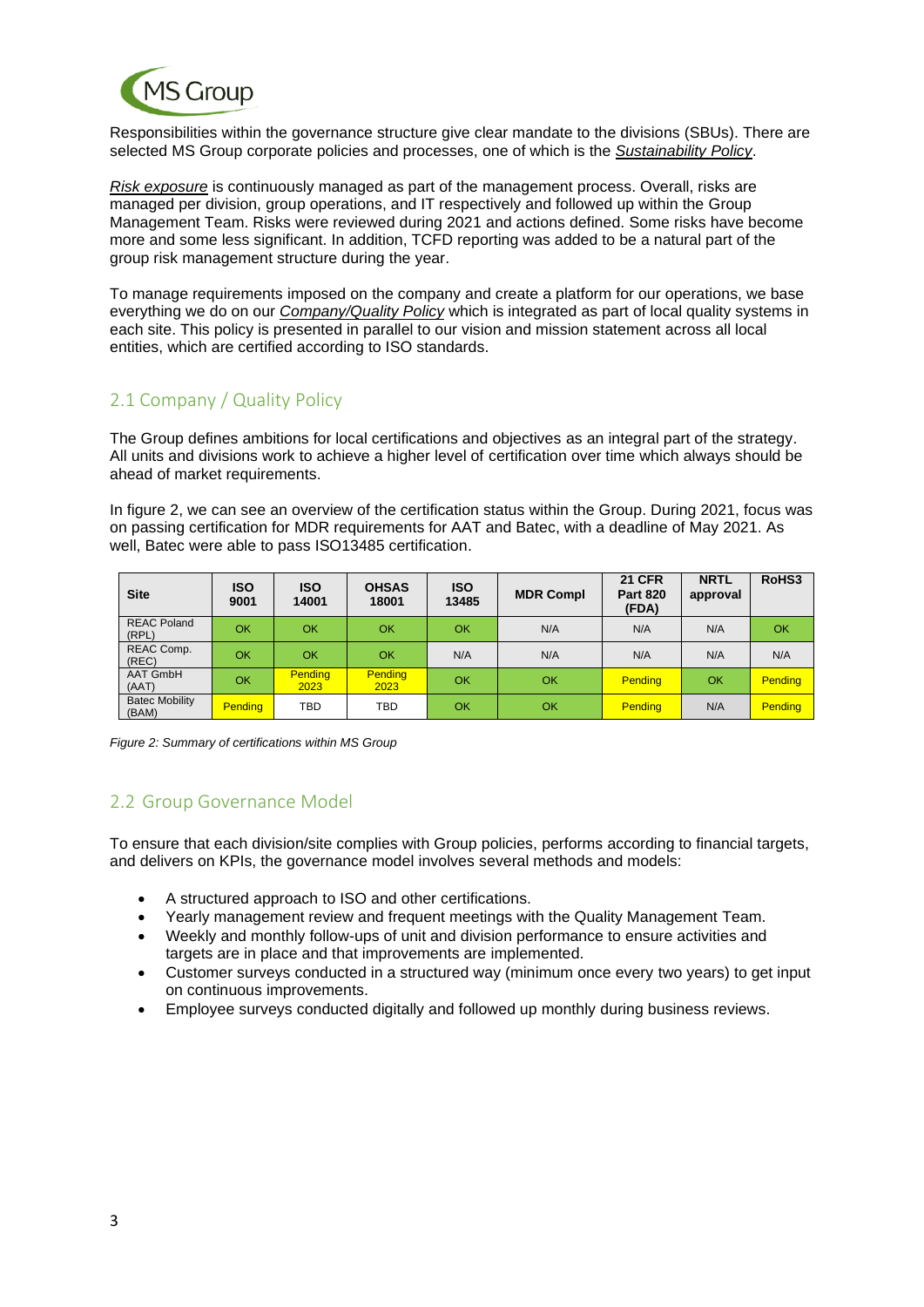Responsibilities within the governance structure give clear mandate to the divisions (SBUs). There are selected MS Group corporate policies and processes, one of which is the *Sustainability Policy*.

*Risk exposure* is continuously managed as part of the management process. Overall, risks are managed per division, group operations, and IT respectively and followed up within the Group Management Team. Risks were reviewed during 2021 and actions defined. Some risks have become more and some less significant. In addition, TCFD reporting was added to be a natural part of the group risk management structure during the year.

To manage requirements imposed on the company and create a platform for our operations, we base everything we do on our *Company/Quality Policy* which is integrated as part of local quality systems in each site. This policy is presented in parallel to our vision and mission statement across all local entities, which are certified according to ISO standards.

## 2.1 Company / Quality Policy

The Group defines ambitions for local certifications and objectives as an integral part of the strategy. All units and divisions work to achieve a higher level of certification over time which always should be ahead of market requirements.

In figure 2, we can see an overview of the certification status within the Group. During 2021, focus was on passing certification for MDR requirements for AAT and Batec, with a deadline of May 2021. As well, Batec were able to pass ISO13485 certification.

| Site | ISO 9001 | ISO 14001 | OHSAS 18001 | ISO 13485 | MDR Compl | 21 CFR Part 820 (FDA) | NRTL approval | RoHS3 |
|---|---|---|---|---|---|---|---|---|
| REAC Poland (RPL) | OK | OK | OK | OK | N/A | N/A | N/A | OK |
| REAC Comp. (REC) | OK | OK | OK | N/A | N/A | N/A | N/A | N/A |
| AAT GmbH (AAT) | OK | Pending 2023 | Pending 2023 | OK | OK | Pending | OK | Pending |
| Batec Mobility (BAM) | Pending | TBD | TBD | OK | OK | Pending | N/A | Pending |

*Figure 2: Summary of certifications within MS Group*

## 2.2 Group Governance Model

To ensure that each division/site complies with Group policies, performs according to financial targets, and delivers on KPIs, the governance model involves several methods and models:

- A structured approach to ISO and other certifications.
- Yearly management review and frequent meetings with the Quality Management Team.
- Weekly and monthly follow-ups of unit and division performance to ensure activities and targets are in place and that improvements are implemented.
- Customer surveys conducted in a structured way (minimum once every two years) to get input on continuous improvements.
- Employee surveys conducted digitally and followed up monthly during business reviews.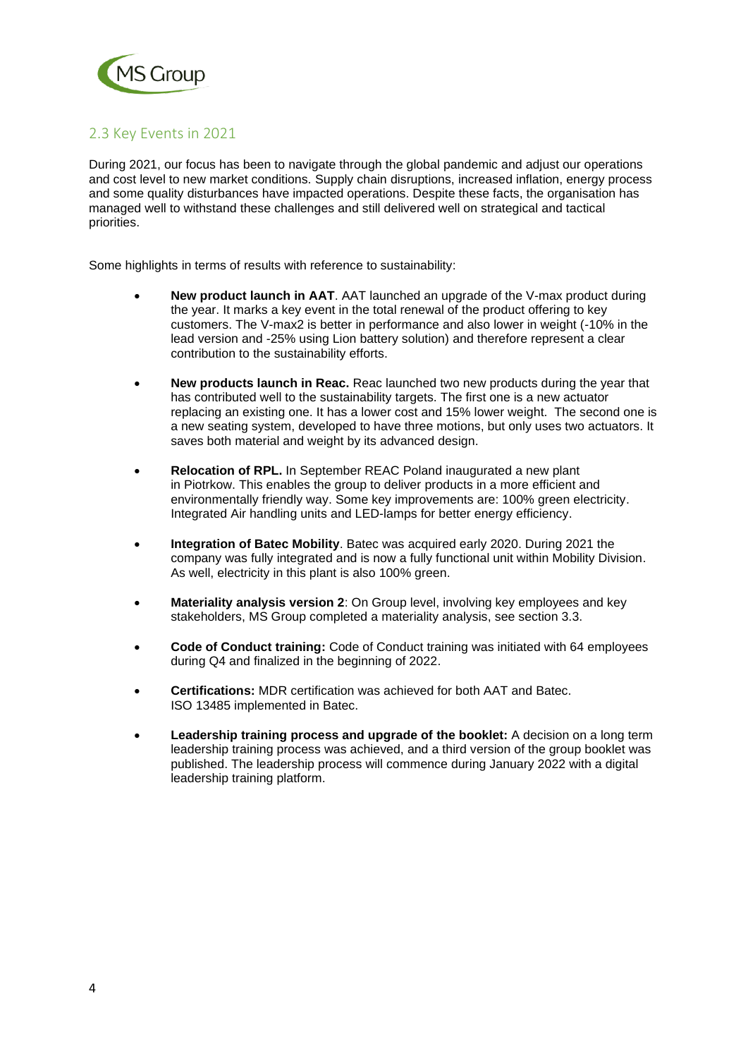## 2.3 Key Events in 2021

During 2021, our focus has been to navigate through the global pandemic and adjust our operations and cost level to new market conditions. Supply chain disruptions, increased inflation, energy process and some quality disturbances have impacted operations. Despite these facts, the organisation has managed well to withstand these challenges and still delivered well on strategical and tactical priorities.

Some highlights in terms of results with reference to sustainability:

- **New product launch in AAT**. AAT launched an upgrade of the V-max product during the year. It marks a key event in the total renewal of the product offering to key customers. The V-max2 is better in performance and also lower in weight (-10% in the lead version and -25% using Lion battery solution) and therefore represent a clear contribution to the sustainability efforts.

- **New products launch in Reac.** Reac launched two new products during the year that has contributed well to the sustainability targets. The first one is a new actuator replacing an existing one. It has a lower cost and 15% lower weight. The second one is a new seating system, developed to have three motions, but only uses two actuators. It saves both material and weight by its advanced design.

- **Relocation of RPL.** In September REAC Poland inaugurated a new plant in Piotrkow. This enables the group to deliver products in a more efficient and environmentally friendly way. Some key improvements are: 100% green electricity. Integrated Air handling units and LED-lamps for better energy efficiency.

- **Integration of Batec Mobility**. Batec was acquired early 2020. During 2021 the company was fully integrated and is now a fully functional unit within Mobility Division. As well, electricity in this plant is also 100% green.

- **Materiality analysis version 2**: On Group level, involving key employees and key stakeholders, MS Group completed a materiality analysis, see section 3.3.

- **Code of Conduct training:** Code of Conduct training was initiated with 64 employees during Q4 and finalized in the beginning of 2022.

- **Certifications:** MDR certification was achieved for both AAT and Batec. ISO 13485 implemented in Batec.

- **Leadership training process and upgrade of the booklet:** A decision on a long term leadership training process was achieved, and a third version of the group booklet was published. The leadership process will commence during January 2022 with a digital leadership training platform.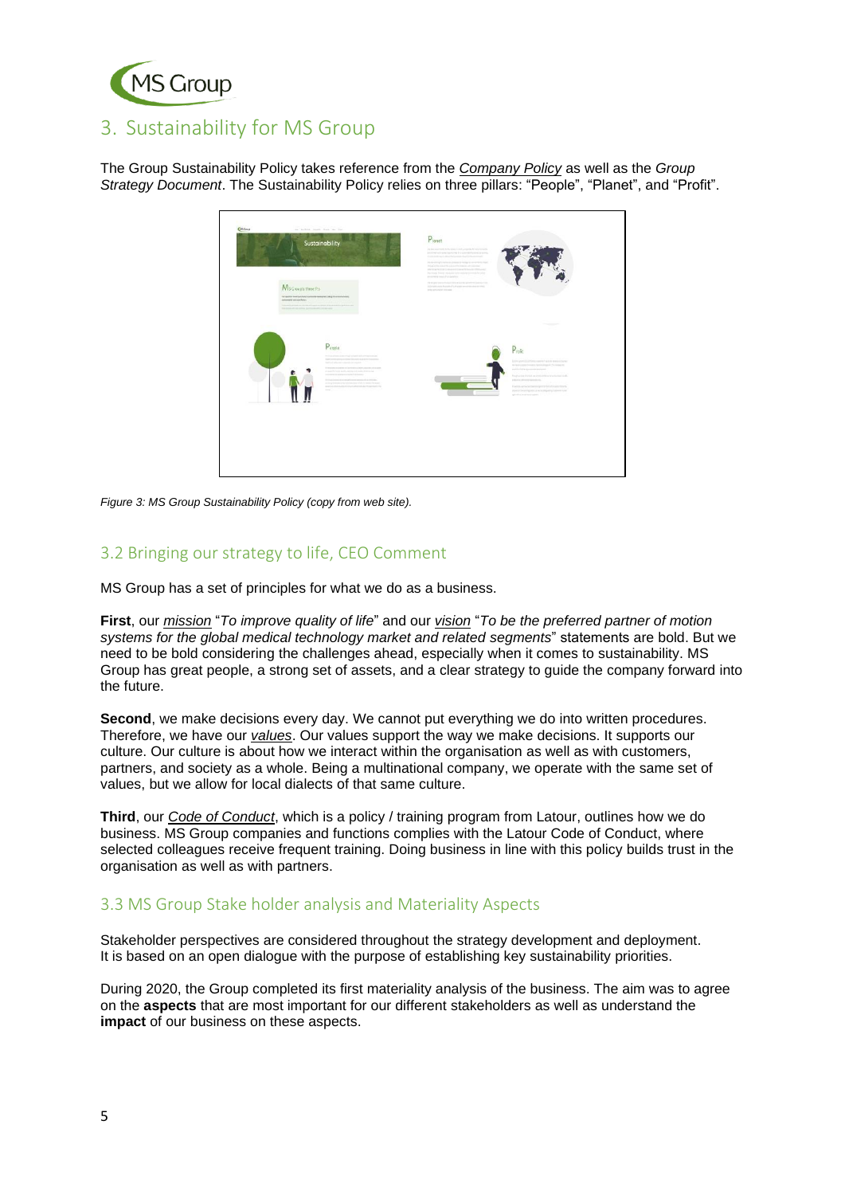## 3. Sustainability for MS Group

The Group Sustainability Policy takes reference from the *Company Policy* as well as the *Group Strategy Document*. The Sustainability Policy relies on three pillars: "People", "Planet", and "Profit".

*Figure 3: MS Group Sustainability Policy (copy from web site).*

### 3.2 Bringing our strategy to life, CEO Comment

MS Group has a set of principles for what we do as a business.

**First**, our *mission* "*To improve quality of life*" and our *vision* "*To be the preferred partner of motion systems for the global medical technology market and related segments*" statements are bold. But we need to be bold considering the challenges ahead, especially when it comes to sustainability. MS Group has great people, a strong set of assets, and a clear strategy to guide the company forward into the future.

**Second**, we make decisions every day. We cannot put everything we do into written procedures. Therefore, we have our *values*. Our values support the way we make decisions. It supports our culture. Our culture is about how we interact within the organisation as well as with customers, partners, and society as a whole. Being a multinational company, we operate with the same set of values, but we allow for local dialects of that same culture.

**Third**, our *Code of Conduct*, which is a policy / training program from Latour, outlines how we do business. MS Group companies and functions complies with the Latour Code of Conduct, where selected colleagues receive frequent training. Doing business in line with this policy builds trust in the organisation as well as with partners.

### 3.3 MS Group Stake holder analysis and Materiality Aspects

Stakeholder perspectives are considered throughout the strategy development and deployment. It is based on an open dialogue with the purpose of establishing key sustainability priorities.

During 2020, the Group completed its first materiality analysis of the business. The aim was to agree on the **aspects** that are most important for our different stakeholders as well as understand the **impact** of our business on these aspects.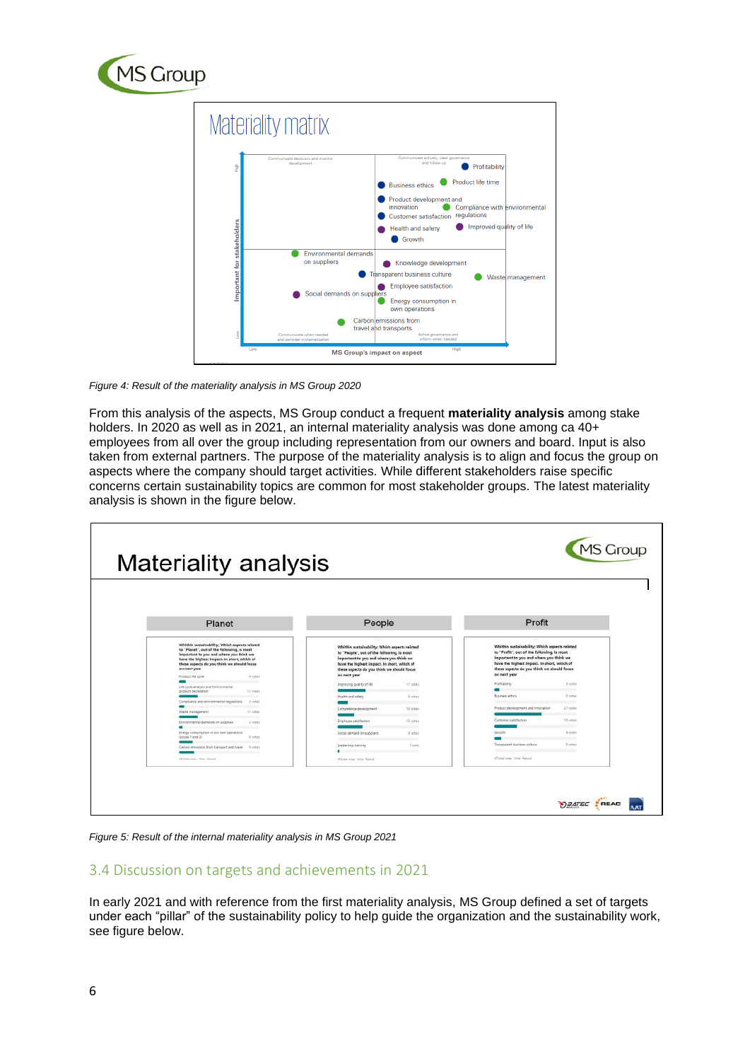Figure 4: Result of the materiality analysis in MS Group 2020

From this analysis of the aspects, MS Group conduct a frequent **materiality analysis** among stake holders. In 2020 as well as in 2021, an internal materiality analysis was done among ca 40+ employees from all over the group including representation from our owners and board. Input is also taken from external partners. The purpose of the materiality analysis is to align and focus the group on aspects where the company should target activities. While different stakeholders raise specific concerns certain sustainability topics are common for most stakeholder groups. The latest materiality analysis is shown in the figure below.

Figure 5: Result of the internal materiality analysis in MS Group 2021

## 3.4 Discussion on targets and achievements in 2021

In early 2021 and with reference from the first materiality analysis, MS Group defined a set of targets under each "pillar" of the sustainability policy to help guide the organization and the sustainability work, see figure below.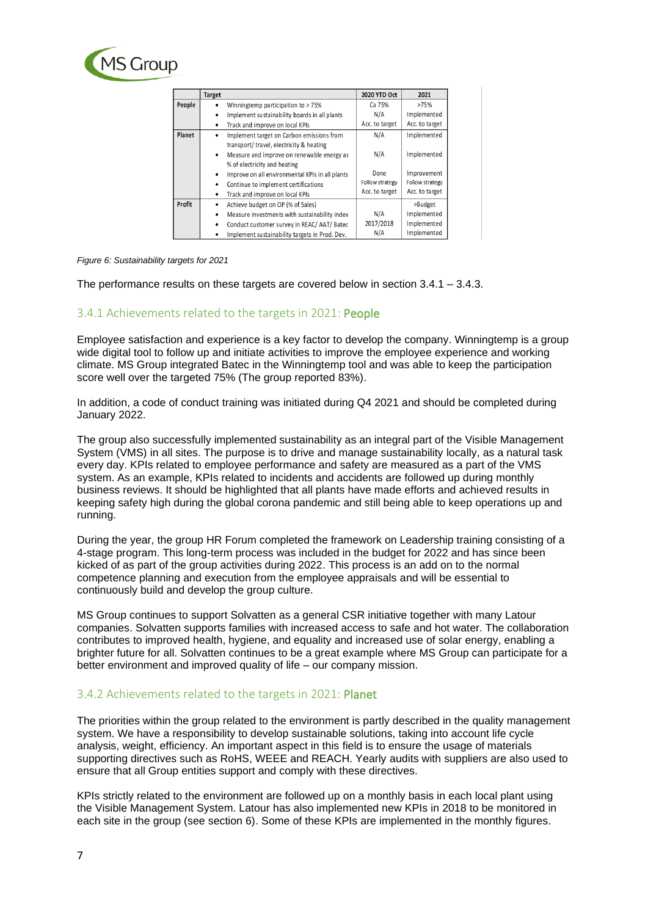| | Target | 2020 YTD Oct | 2021 |
|---|---|---|---|
| People | • Winningtemp participation to > 75% | Ca 75% | >75% |
| | • Implement sustainability boards in all plants | N/A | Implemented |
| | • Track and improve on local KPIs | Acc. to target | Acc. to target |
| Planet | • Implement target on Carbon emissions from transport/ travel, electricity & heating | N/A | Implemented |
| | • Measure and improve on renewable energy as % of electricity and heating | N/A | Implemented |
| | • Improve on all environmental KPIs in all plants | Done | Improvement |
| | • Continue to implement certifications | Follow strategy | Follow strategy |
| | • Track and improve on local KPIs | Acc. to target | Acc. to target |
| Profit | • Achieve budget on OP (% of Sales) | | >Budget |
| | • Measure investments with sustainability index | N/A | Implemented |
| | • Conduct customer survey in REAC/ AAT/ Batec | 2017/2018 | Implemented |
| | • Implement sustainability targets in Prod. Dev. | N/A | Implemented |

*Figure 6: Sustainability targets for 2021*

The performance results on these targets are covered below in section 3.4.1 – 3.4.3.

### 3.4.1 Achievements related to the targets in 2021: **People**

Employee satisfaction and experience is a key factor to develop the company. Winningtemp is a group wide digital tool to follow up and initiate activities to improve the employee experience and working climate. MS Group integrated Batec in the Winningtemp tool and was able to keep the participation score well over the targeted 75% (The group reported 83%).

In addition, a code of conduct training was initiated during Q4 2021 and should be completed during January 2022.

The group also successfully implemented sustainability as an integral part of the Visible Management System (VMS) in all sites. The purpose is to drive and manage sustainability locally, as a natural task every day. KPIs related to employee performance and safety are measured as a part of the VMS system. As an example, KPIs related to incidents and accidents are followed up during monthly business reviews. It should be highlighted that all plants have made efforts and achieved results in keeping safety high during the global corona pandemic and still being able to keep operations up and running.

During the year, the group HR Forum completed the framework on Leadership training consisting of a 4-stage program. This long-term process was included in the budget for 2022 and has since been kicked of as part of the group activities during 2022. This process is an add on to the normal competence planning and execution from the employee appraisals and will be essential to continuously build and develop the group culture.

MS Group continues to support Solvatten as a general CSR initiative together with many Latour companies. Solvatten supports families with increased access to safe and hot water. The collaboration contributes to improved health, hygiene, and equality and increased use of solar energy, enabling a brighter future for all. Solvatten continues to be a great example where MS Group can participate for a better environment and improved quality of life – our company mission.

### 3.4.2 Achievements related to the targets in 2021: **Planet**

The priorities within the group related to the environment is partly described in the quality management system. We have a responsibility to develop sustainable solutions, taking into account life cycle analysis, weight, efficiency. An important aspect in this field is to ensure the usage of materials supporting directives such as RoHS, WEEE and REACH. Yearly audits with suppliers are also used to ensure that all Group entities support and comply with these directives.

KPIs strictly related to the environment are followed up on a monthly basis in each local plant using the Visible Management System. Latour has also implemented new KPIs in 2018 to be monitored in each site in the group (see section 6). Some of these KPIs are implemented in the monthly figures.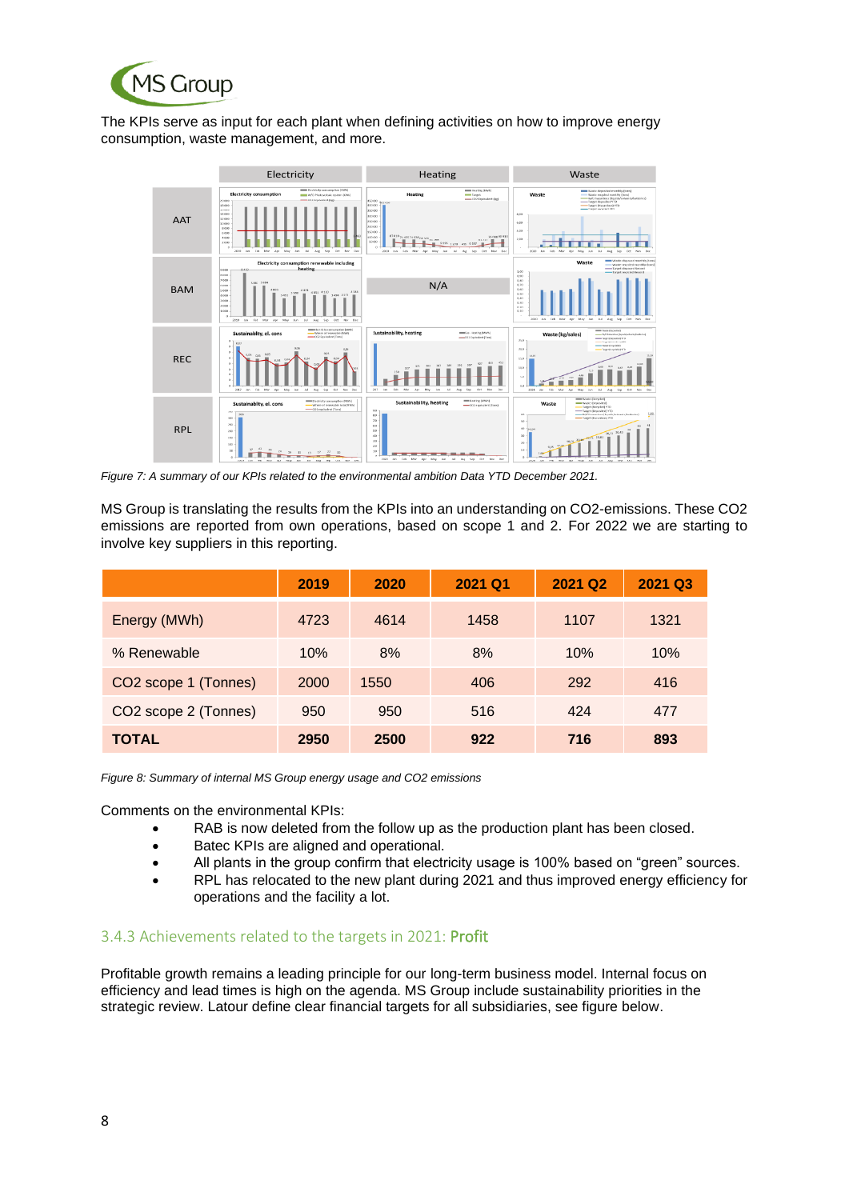The KPIs serve as input for each plant when defining activities on how to improve energy consumption, waste management, and more.

*Figure 7: A summary of our KPIs related to the environmental ambition Data YTD December 2021.*

MS Group is translating the results from the KPIs into an understanding on CO2-emissions. These CO2 emissions are reported from own operations, based on scope 1 and 2. For 2022 we are starting to involve key suppliers in this reporting.

| | 2019 | 2020 | 2021 Q1 | 2021 Q2 | 2021 Q3 |
|---|---|---|---|---|---|
| Energy (MWh) | 4723 | 4614 | 1458 | 1107 | 1321 |
| % Renewable | 10% | 8% | 8% | 10% | 10% |
| CO2 scope 1 (Tonnes) | 2000 | 1550 | 406 | 292 | 416 |
| CO2 scope 2 (Tonnes) | 950 | 950 | 516 | 424 | 477 |
| **TOTAL** | **2950** | **2500** | **922** | **716** | **893** |

*Figure 8: Summary of internal MS Group energy usage and CO2 emissions*

Comments on the environmental KPIs:

- RAB is now deleted from the follow up as the production plant has been closed.
- Batec KPIs are aligned and operational.
- All plants in the group confirm that electricity usage is 100% based on "green" sources.
- RPL has relocated to the new plant during 2021 and thus improved energy efficiency for operations and the facility a lot.

### 3.4.3 Achievements related to the targets in 2021: **Profit**

Profitable growth remains a leading principle for our long-term business model. Internal focus on efficiency and lead times is high on the agenda. MS Group include sustainability priorities in the strategic review. Latour define clear financial targets for all subsidiaries, see figure below.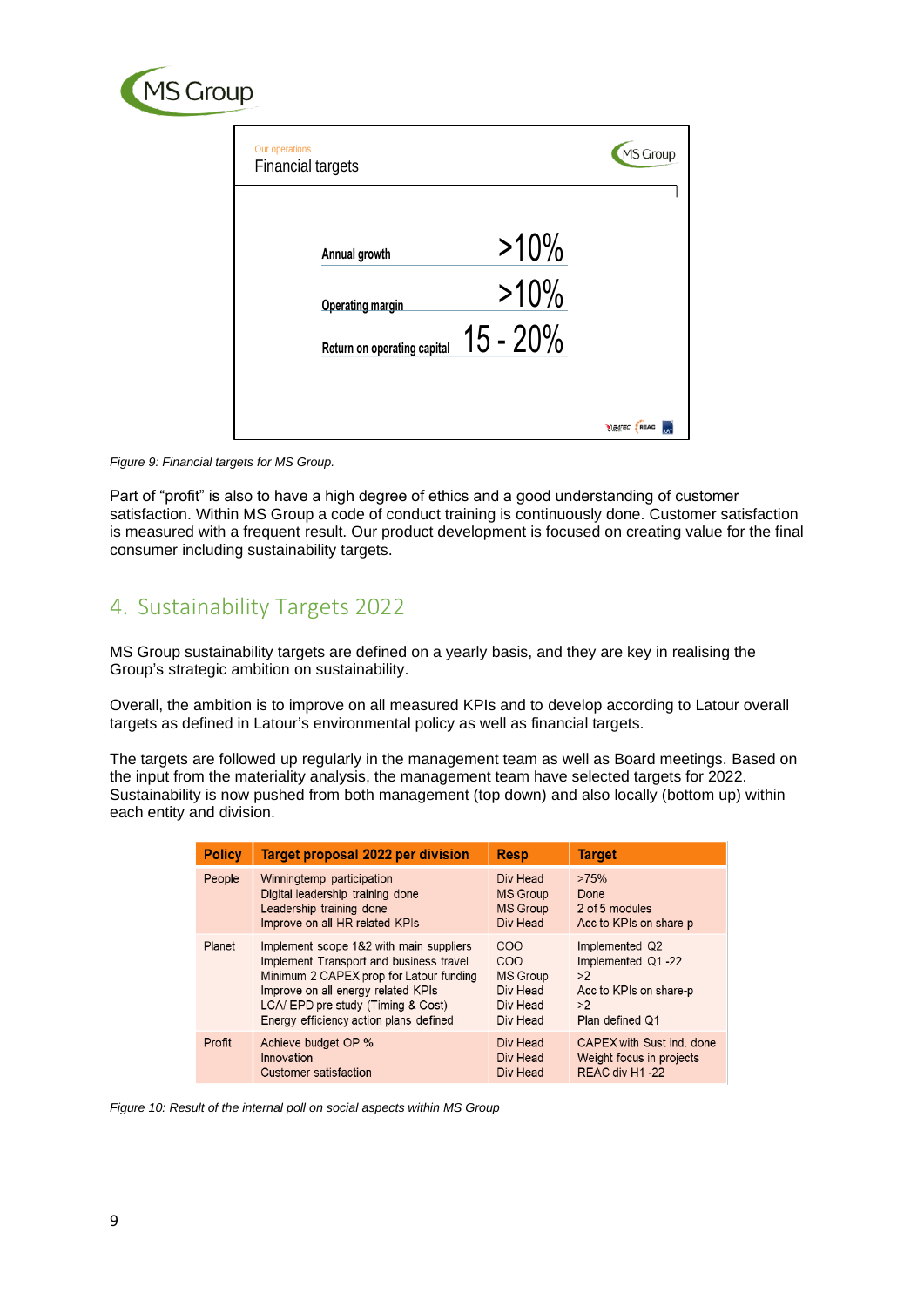Our operations
Financial targets

| | |
|---|---|
| Annual growth | >10% |
| Operating margin | >10% |
| Return on operating capital | 15 - 20% |

*Figure 9: Financial targets for MS Group.*

Part of "profit" is also to have a high degree of ethics and a good understanding of customer satisfaction. Within MS Group a code of conduct training is continuously done. Customer satisfaction is measured with a frequent result. Our product development is focused on creating value for the final consumer including sustainability targets.

## 4. Sustainability Targets 2022

MS Group sustainability targets are defined on a yearly basis, and they are key in realising the Group's strategic ambition on sustainability.

Overall, the ambition is to improve on all measured KPIs and to develop according to Latour overall targets as defined in Latour's environmental policy as well as financial targets.

The targets are followed up regularly in the management team as well as Board meetings. Based on the input from the materiality analysis, the management team have selected targets for 2022. Sustainability is now pushed from both management (top down) and also locally (bottom up) within each entity and division.

| Policy | Target proposal 2022 per division | Resp | Target |
|---|---|---|---|
| People | Winningtemp participation<br>Digital leadership training done<br>Leadership training done<br>Improve on all HR related KPIs | Div Head<br>MS Group<br>MS Group<br>Div Head | >75%<br>Done<br>2 of 5 modules<br>Acc to KPIs on share-p |
| Planet | Implement scope 1&2 with main suppliers<br>Implement Transport and business travel<br>Minimum 2 CAPEX prop for Latour funding<br>Improve on all energy related KPIs<br>LCA/ EPD pre study (Timing & Cost)<br>Energy efficiency action plans defined | COO<br>COO<br>MS Group<br>Div Head<br>Div Head<br>Div Head | Implemented Q2<br>Implemented Q1 -22<br>>2<br>Acc to KPIs on share-p<br>>2<br>Plan defined Q1 |
| Profit | Achieve budget OP %<br>Innovation<br>Customer satisfaction | Div Head<br>Div Head<br>Div Head | CAPEX with Sust ind. done<br>Weight focus in projects<br>REAC div H1 -22 |

*Figure 10: Result of the internal poll on social aspects within MS Group*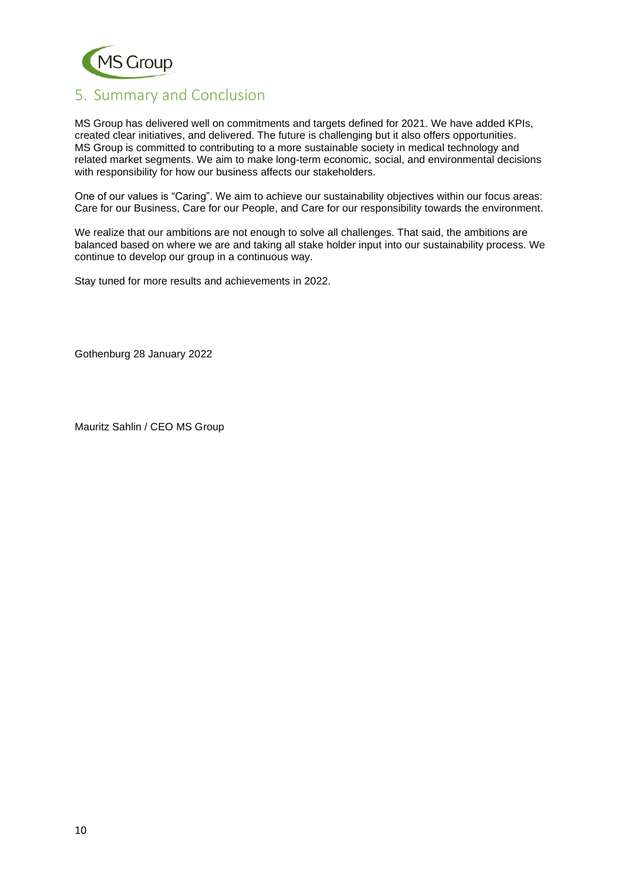## 5. Summary and Conclusion

MS Group has delivered well on commitments and targets defined for 2021. We have added KPIs, created clear initiatives, and delivered. The future is challenging but it also offers opportunities. MS Group is committed to contributing to a more sustainable society in medical technology and related market segments. We aim to make long-term economic, social, and environmental decisions with responsibility for how our business affects our stakeholders.

One of our values is "Caring". We aim to achieve our sustainability objectives within our focus areas: Care for our Business, Care for our People, and Care for our responsibility towards the environment.

We realize that our ambitions are not enough to solve all challenges. That said, the ambitions are balanced based on where we are and taking all stake holder input into our sustainability process. We continue to develop our group in a continuous way.

Stay tuned for more results and achievements in 2022.

Gothenburg 28 January 2022

Mauritz Sahlin / CEO MS Group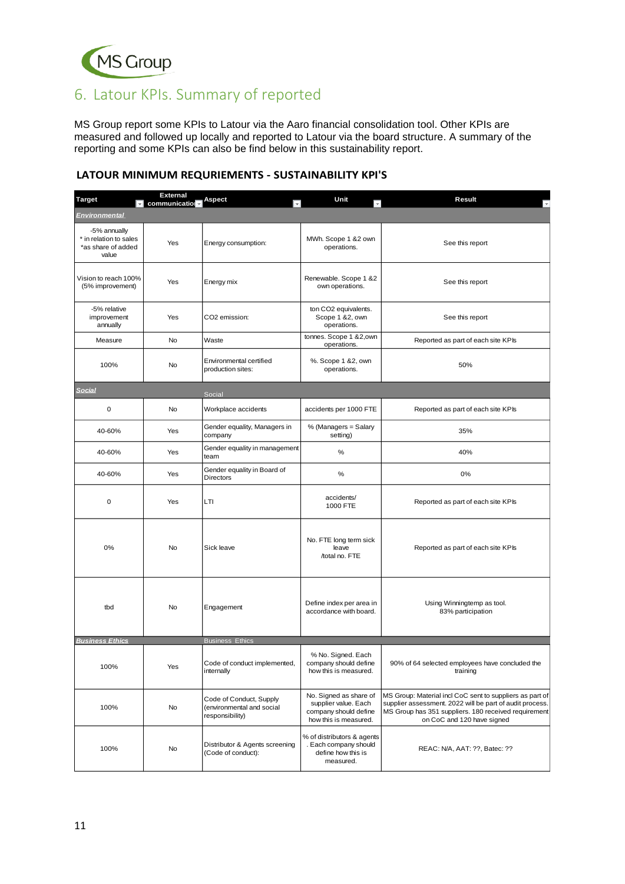MS Group

## 6. Latour KPIs. Summary of reported

MS Group report some KPIs to Latour via the Aaro financial consolidation tool. Other KPIs are measured and followed up locally and reported to Latour via the board structure. A summary of the reporting and some KPIs can also be find below in this sustainability report.

### LATOUR MINIMUM REQURIEMENTS - SUSTAINABILITY KPI'S

| Target | External communication | Aspect | Unit | Result |
|---|---|---|---|---|
| ***Environmental*** | | | | |
| -5% annually * in relation to sales *as share of added value | Yes | Energy consumption: | MWh. Scope 1 &2 own operations. | See this report |
| Vision to reach 100% (5% improvement) | Yes | Energy mix | Renewable. Scope 1 &2 own operations. | See this report |
| -5% relative improvement annually | Yes | CO2 emission: | ton CO2 equivalents. Scope 1 &2, own operations. | See this report |
| Measure | No | Waste | tonnes. Scope 1 &2,own operations. | Reported as part of each site KPIs |
| 100% | No | Environmental certified production sites: | %. Scope 1 &2, own operations. | 50% |
| ***Social*** | | Social | | |
| 0 | No | Workplace accidents | accidents per 1000 FTE | Reported as part of each site KPIs |
| 40-60% | Yes | Gender equality, Managers in company | % (Managers = Salary setting) | 35% |
| 40-60% | Yes | Gender equality in management team | % | 40% |
| 40-60% | Yes | Gender equality in Board of Directors | % | 0% |
| 0 | Yes | LTI | accidents/ 1000 FTE | Reported as part of each site KPIs |
| 0% | No | Sick leave | No. FTE long term sick leave /total no. FTE | Reported as part of each site KPIs |
| tbd | No | Engagement | Define index per area in accordance with board. | Using Winningtemp as tool. 83% participation |
| ***Business Ethics*** | | Business Ethics | | |
| 100% | Yes | Code of conduct implemented, internally | % No. Signed. Each company should define how this is measured. | 90% of 64 selected employees have concluded the training |
| 100% | No | Code of Conduct, Supply (environmental and social responsibility) | No. Signed as share of supplier value. Each company should define how this is measured. | MS Group: Material incl CoC sent to suppliers as part of supplier assessment. 2022 will be part of audit process. MS Group has 351 suppliers. 180 received requirement on CoC and 120 have signed |
| 100% | No | Distributor & Agents screening (Code of conduct): | % of distributors & agents . Each company should define how this is measured. | REAC: N/A, AAT: ??, Batec: ?? |